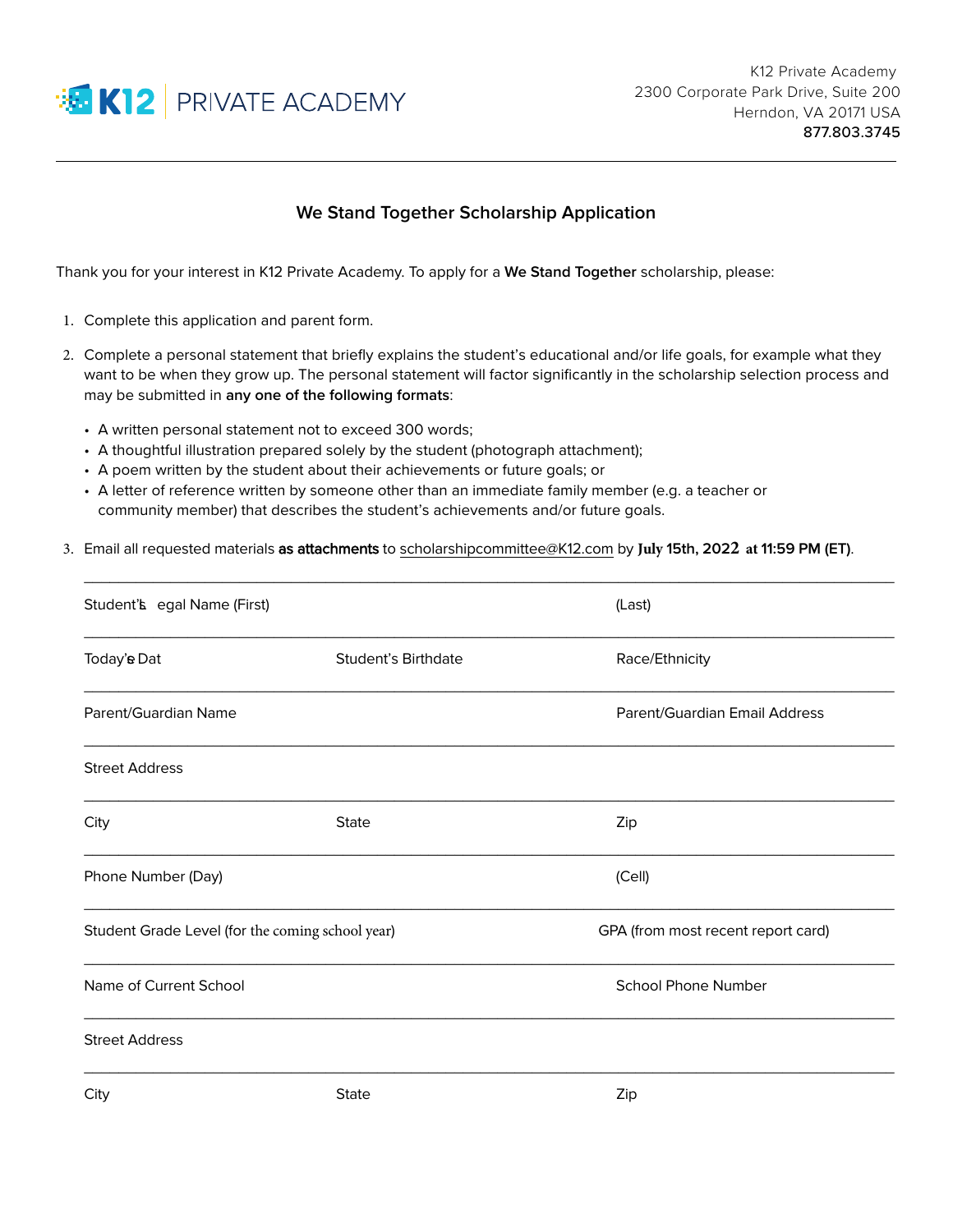K12 PRIVATE ACADEMY

K12 Private Academy
2300 Corporate Park Drive, Suite 200
Herndon, VA 20171 USA
**877.803.3745**

---

## We Stand Together Scholarship Application

Thank you for your interest in K12 Private Academy. To apply for a **We Stand Together** scholarship, please:

1. Complete this application and parent form.
2. Complete a personal statement that briefly explains the student's educational and/or life goals, for example what they want to be when they grow up. The personal statement will factor significantly in the scholarship selection process and may be submitted in **any one of the following formats**:
   - A written personal statement not to exceed 300 words;
   - A thoughtful illustration prepared solely by the student (photograph attachment);
   - A poem written by the student about their achievements or future goals; or
   - A letter of reference written by someone other than an immediate family member (e.g. a teacher or community member) that describes the student's achievements and/or future goals.
3. Email all requested materials **as attachments** to scholarshipcommittee@K12.com by **July 15th, 2022 at 11:59 PM (ET)**.

| | | |
|---|---|---|
| Student's Legal Name (First) | | (Last) |
| Today's Date | Student's Birthdate | Race/Ethnicity |
| Parent/Guardian Name | | Parent/Guardian Email Address |
| Street Address | | |
| City | State | Zip |
| Phone Number (Day) | | (Cell) |
| Student Grade Level (for the coming school year) | | GPA (from most recent report card) |
| Name of Current School | | School Phone Number |
| Street Address | | |
| City | State | Zip |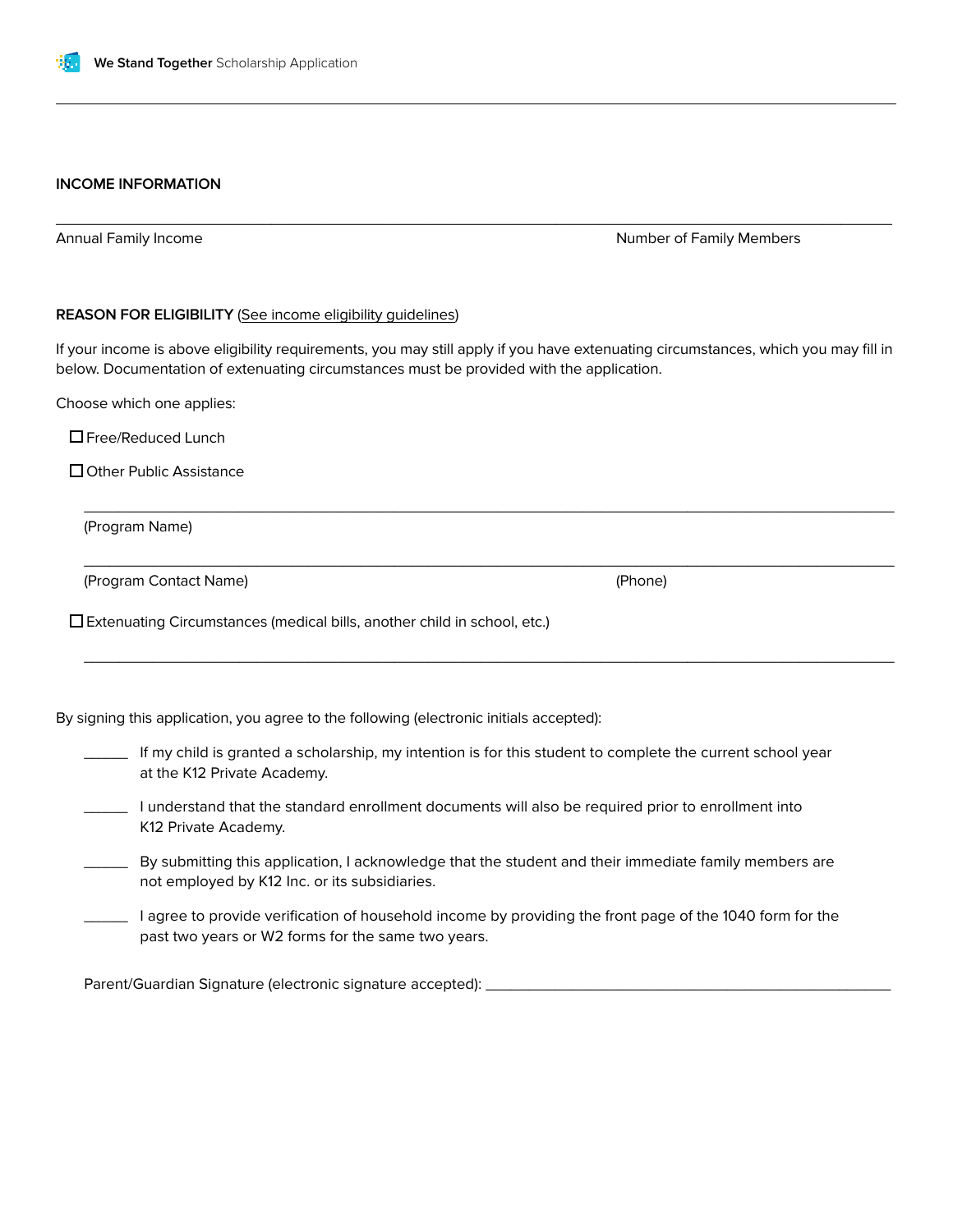## INCOME INFORMATION

___________________________________________________________________________

Annual Family Income                                                                                   Number of Family Members

**REASON FOR ELIGIBILITY** (See income eligibility guidelines)

If your income is above eligibility requirements, you may still apply if you have extenuating circumstances, which you may fill in below. Documentation of extenuating circumstances must be provided with the application.

Choose which one applies:

- ☐ Free/Reduced Lunch
- ☐ Other Public Assistance

___________________________________________________________________________

(Program Name)

___________________________________________________________________________

(Program Contact Name)                                                                                   (Phone)

- ☐ Extenuating Circumstances (medical bills, another child in school, etc.)

___________________________________________________________________________

By signing this application, you agree to the following (electronic initials accepted):

______ If my child is granted a scholarship, my intention is for this student to complete the current school year at the K12 Private Academy.

______ I understand that the standard enrollment documents will also be required prior to enrollment into K12 Private Academy.

______ By submitting this application, I acknowledge that the student and their immediate family members are not employed by K12 Inc. or its subsidiaries.

______ I agree to provide verification of household income by providing the front page of the 1040 form for the past two years or W2 forms for the same two years.

Parent/Guardian Signature (electronic signature accepted): ______________________________________________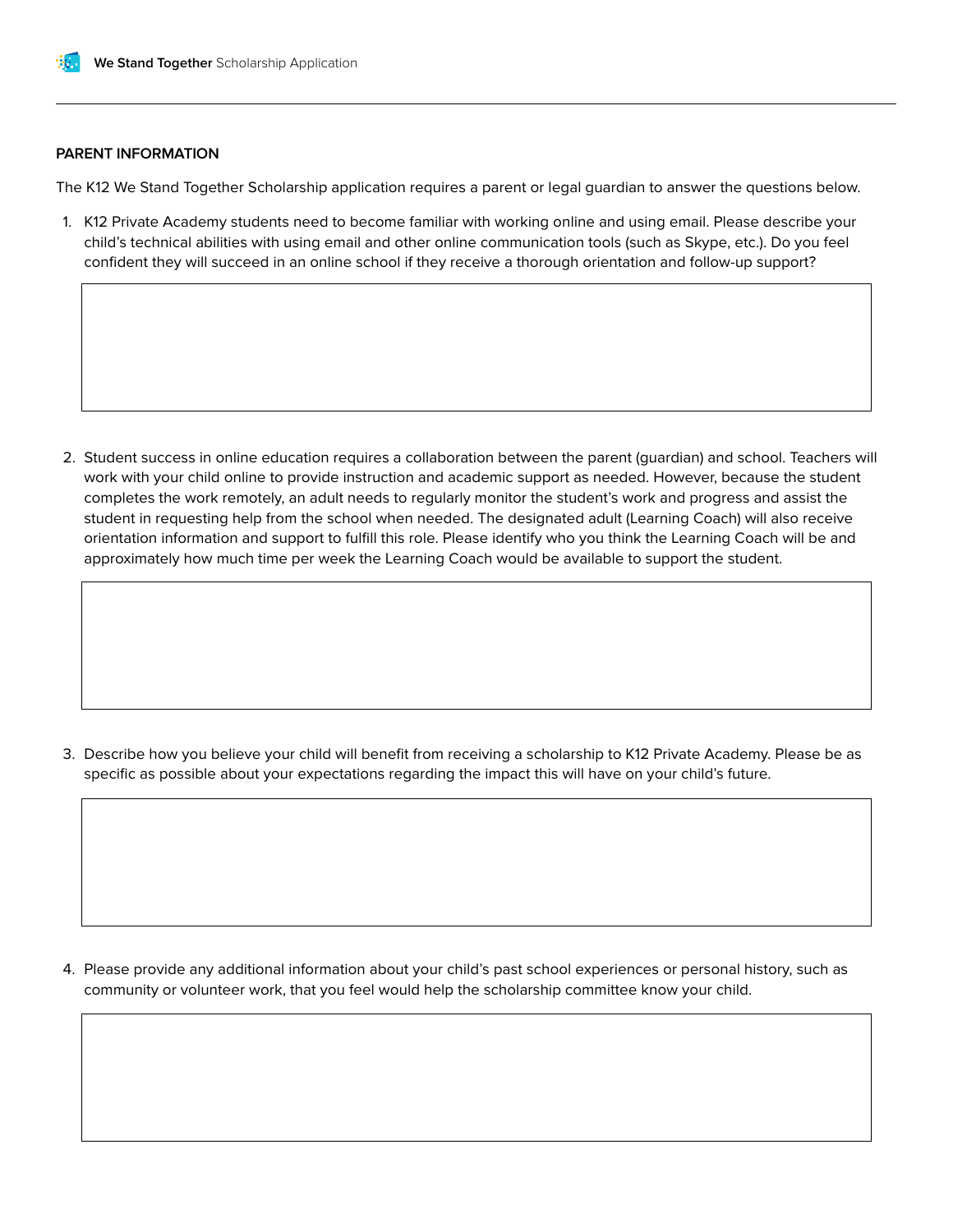## PARENT INFORMATION

The K12 We Stand Together Scholarship application requires a parent or legal guardian to answer the questions below.

1. K12 Private Academy students need to become familiar with working online and using email. Please describe your child's technical abilities with using email and other online communication tools (such as Skype, etc.). Do you feel confident they will succeed in an online school if they receive a thorough orientation and follow-up support?

2. Student success in online education requires a collaboration between the parent (guardian) and school. Teachers will work with your child online to provide instruction and academic support as needed. However, because the student completes the work remotely, an adult needs to regularly monitor the student's work and progress and assist the student in requesting help from the school when needed. The designated adult (Learning Coach) will also receive orientation information and support to fulfill this role. Please identify who you think the Learning Coach will be and approximately how much time per week the Learning Coach would be available to support the student.

3. Describe how you believe your child will benefit from receiving a scholarship to K12 Private Academy. Please be as specific as possible about your expectations regarding the impact this will have on your child's future.

4. Please provide any additional information about your child's past school experiences or personal history, such as community or volunteer work, that you feel would help the scholarship committee know your child.